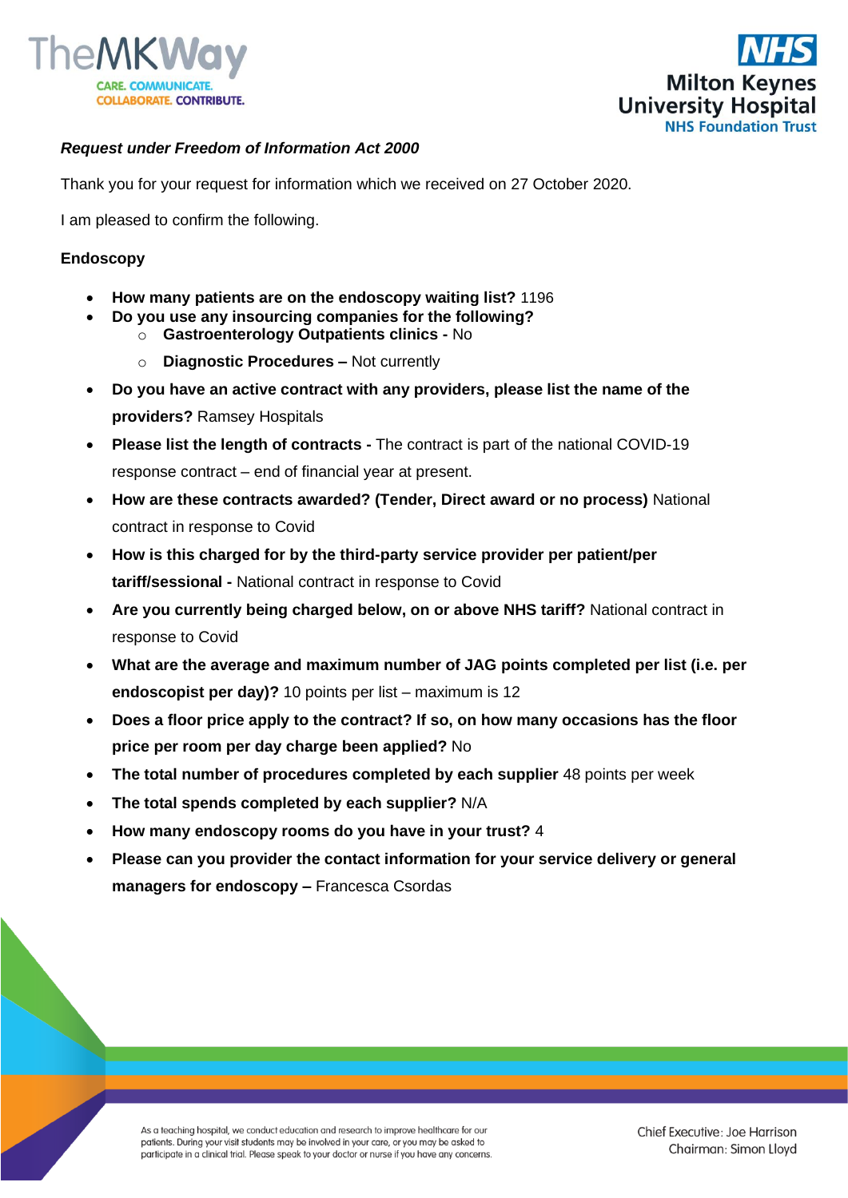TheMKWay
CARE. COMMUNICATE. COLLABORATE. CONTRIBUTE.

NHS
Milton Keynes University Hospital
NHS Foundation Trust

***Request under Freedom of Information Act 2000***

Thank you for your request for information which we received on 27 October 2020.

I am pleased to confirm the following.

**Endoscopy**

- **How many patients are on the endoscopy waiting list?** 1196
- **Do you use any insourcing companies for the following?**
    - **Gastroenterology Outpatients clinics -** No
    - **Diagnostic Procedures –** Not currently
- **Do you have an active contract with any providers, please list the name of the providers?** Ramsey Hospitals
- **Please list the length of contracts -** The contract is part of the national COVID-19 response contract – end of financial year at present.
- **How are these contracts awarded? (Tender, Direct award or no process)** National contract in response to Covid
- **How is this charged for by the third-party service provider per patient/per tariff/sessional -** National contract in response to Covid
- **Are you currently being charged below, on or above NHS tariff?** National contract in response to Covid
- **What are the average and maximum number of JAG points completed per list (i.e. per endoscopist per day)?** 10 points per list – maximum is 12
- **Does a floor price apply to the contract? If so, on how many occasions has the floor price per room per day charge been applied?** No
- **The total number of procedures completed by each supplier** 48 points per week
- **The total spends completed by each supplier?** N/A
- **How many endoscopy rooms do you have in your trust?** 4
- **Please can you provider the contact information for your service delivery or general managers for endoscopy –** Francesca Csordas

As a teaching hospital, we conduct education and research to improve healthcare for our patients. During your visit students may be involved in your care, or you may be asked to participate in a clinical trial. Please speak to your doctor or nurse if you have any concerns.

Chief Executive: Joe Harrison
Chairman: Simon Lloyd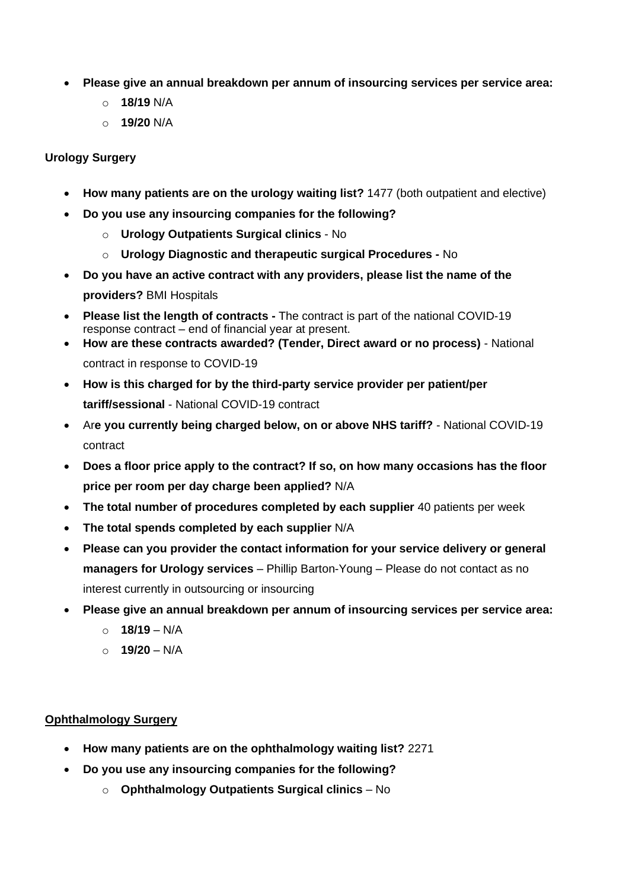- **Please give an annual breakdown per annum of insourcing services per service area:**
    - **18/19** N/A
    - **19/20** N/A

**Urology Surgery**

- **How many patients are on the urology waiting list?** 1477 (both outpatient and elective)
- **Do you use any insourcing companies for the following?**
    - **Urology Outpatients Surgical clinics** - No
    - **Urology Diagnostic and therapeutic surgical Procedures -** No
- **Do you have an active contract with any providers, please list the name of the providers?** BMI Hospitals
- **Please list the length of contracts -** The contract is part of the national COVID-19 response contract – end of financial year at present.
- **How are these contracts awarded? (Tender, Direct award or no process)** - National contract in response to COVID-19
- **How is this charged for by the third-party service provider per patient/per tariff/sessional** - National COVID-19 contract
- Ar**e you currently being charged below, on or above NHS tariff?** - National COVID-19 contract
- **Does a floor price apply to the contract? If so, on how many occasions has the floor price per room per day charge been applied?** N/A
- **The total number of procedures completed by each supplier** 40 patients per week
- **The total spends completed by each supplier** N/A
- **Please can you provider the contact information for your service delivery or general managers for Urology services** – Phillip Barton-Young – Please do not contact as no interest currently in outsourcing or insourcing
- **Please give an annual breakdown per annum of insourcing services per service area:**
    - **18/19** – N/A
    - **19/20** – N/A

**Ophthalmology Surgery**

- **How many patients are on the ophthalmology waiting list?** 2271
- **Do you use any insourcing companies for the following?**
    - **Ophthalmology Outpatients Surgical clinics** – No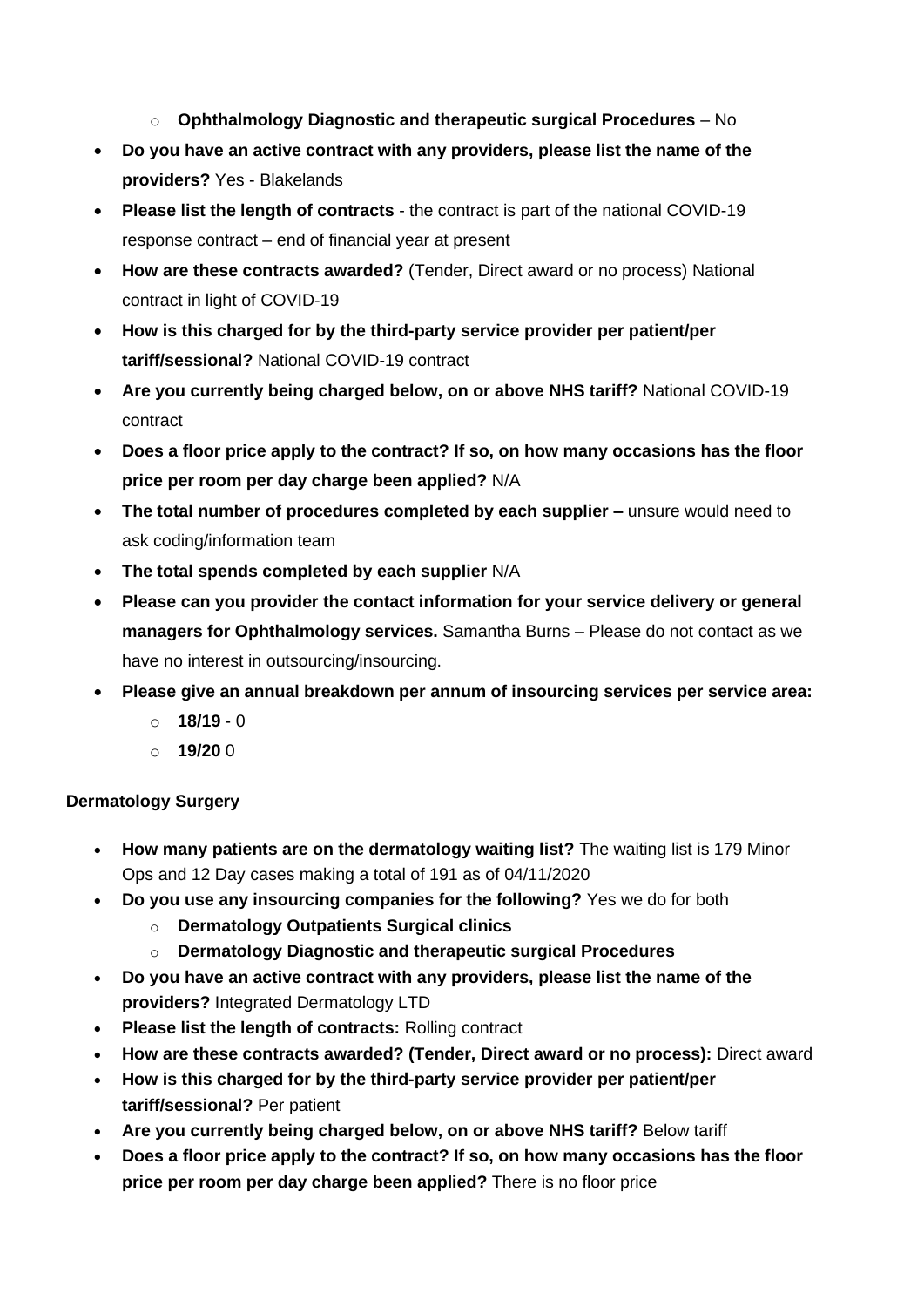- **Ophthalmology Diagnostic and therapeutic surgical Procedures** – No
- **Do you have an active contract with any providers, please list the name of the providers?** Yes - Blakelands
- **Please list the length of contracts** - the contract is part of the national COVID-19 response contract – end of financial year at present
- **How are these contracts awarded?** (Tender, Direct award or no process) National contract in light of COVID-19
- **How is this charged for by the third-party service provider per patient/per tariff/sessional?** National COVID-19 contract
- **Are you currently being charged below, on or above NHS tariff?** National COVID-19 contract
- **Does a floor price apply to the contract? If so, on how many occasions has the floor price per room per day charge been applied?** N/A
- **The total number of procedures completed by each supplier –** unsure would need to ask coding/information team
- **The total spends completed by each supplier** N/A
- **Please can you provider the contact information for your service delivery or general managers for Ophthalmology services.** Samantha Burns – Please do not contact as we have no interest in outsourcing/insourcing.
- **Please give an annual breakdown per annum of insourcing services per service area:**
  - **18/19** - 0
  - **19/20** 0

**Dermatology Surgery**

- **How many patients are on the dermatology waiting list?** The waiting list is 179 Minor Ops and 12 Day cases making a total of 191 as of 04/11/2020
- **Do you use any insourcing companies for the following?** Yes we do for both
  - **Dermatology Outpatients Surgical clinics**
  - **Dermatology Diagnostic and therapeutic surgical Procedures**
- **Do you have an active contract with any providers, please list the name of the providers?** Integrated Dermatology LTD
- **Please list the length of contracts:** Rolling contract
- **How are these contracts awarded? (Tender, Direct award or no process):** Direct award
- **How is this charged for by the third-party service provider per patient/per tariff/sessional?** Per patient
- **Are you currently being charged below, on or above NHS tariff?** Below tariff
- **Does a floor price apply to the contract? If so, on how many occasions has the floor price per room per day charge been applied?** There is no floor price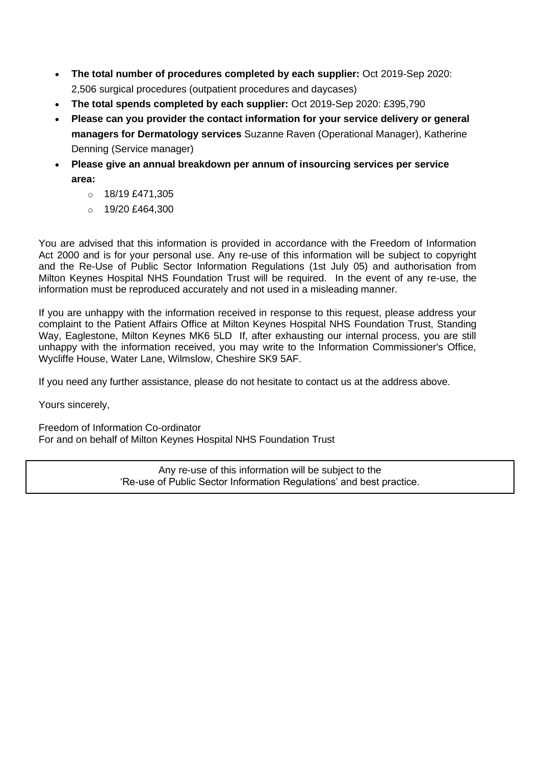- **The total number of procedures completed by each supplier:** Oct 2019-Sep 2020: 2,506 surgical procedures (outpatient procedures and daycases)
- **The total spends completed by each supplier:** Oct 2019-Sep 2020: £395,790
- **Please can you provider the contact information for your service delivery or general managers for Dermatology services** Suzanne Raven (Operational Manager), Katherine Denning (Service manager)
- **Please give an annual breakdown per annum of insourcing services per service area:**
  - 18/19 £471,305
  - 19/20 £464,300

You are advised that this information is provided in accordance with the Freedom of Information Act 2000 and is for your personal use. Any re-use of this information will be subject to copyright and the Re-Use of Public Sector Information Regulations (1st July 05) and authorisation from Milton Keynes Hospital NHS Foundation Trust will be required. In the event of any re-use, the information must be reproduced accurately and not used in a misleading manner.

If you are unhappy with the information received in response to this request, please address your complaint to the Patient Affairs Office at Milton Keynes Hospital NHS Foundation Trust, Standing Way, Eaglestone, Milton Keynes MK6 5LD If, after exhausting our internal process, you are still unhappy with the information received, you may write to the Information Commissioner's Office, Wycliffe House, Water Lane, Wilmslow, Cheshire SK9 5AF.

If you need any further assistance, please do not hesitate to contact us at the address above.

Yours sincerely,

Freedom of Information Co-ordinator
For and on behalf of Milton Keynes Hospital NHS Foundation Trust

Any re-use of this information will be subject to the
'Re-use of Public Sector Information Regulations' and best practice.